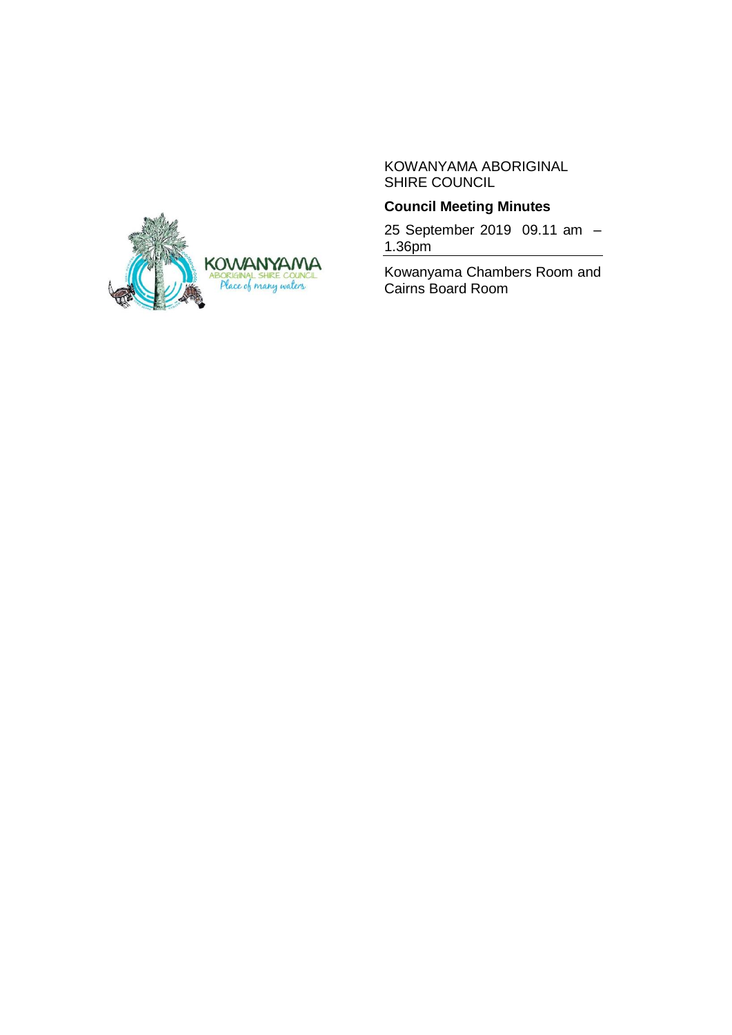KOWANYAMA ABORIGINAL SHIRE COUNCIL

**Council Meeting Minutes**

25 September 2019 09.11 am – 1.36pm

Kowanyama Chambers Room and Cairns Board Room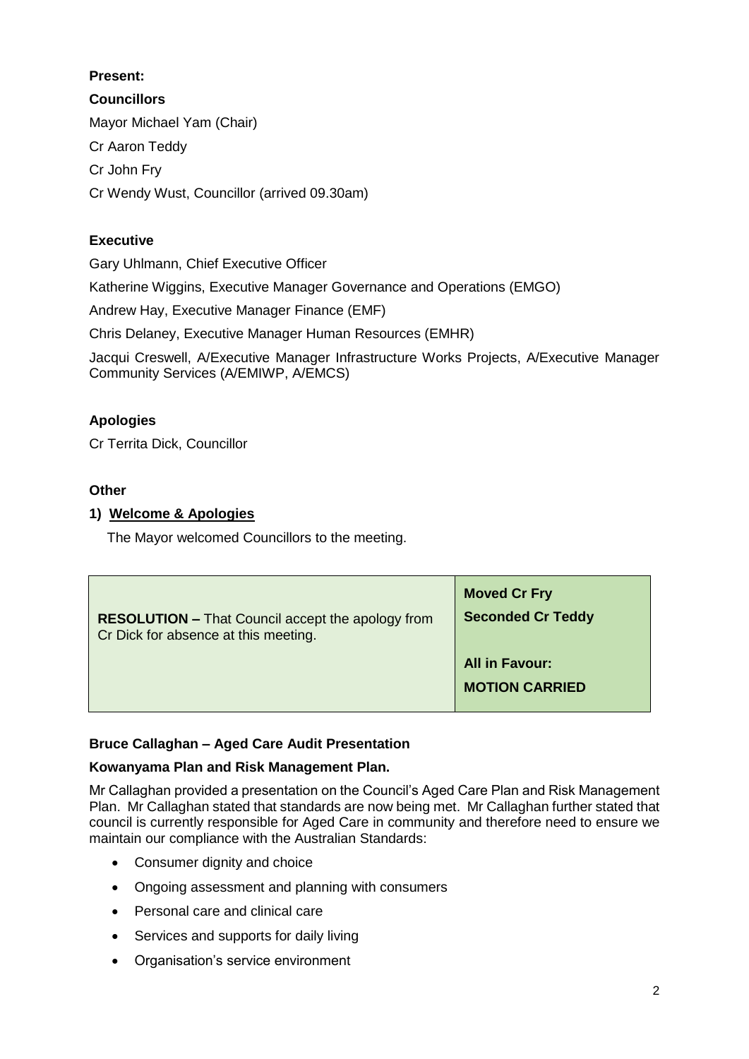**Present:**

**Councillors**

Mayor Michael Yam (Chair)

Cr Aaron Teddy

Cr John Fry

Cr Wendy Wust, Councillor (arrived 09.30am)

**Executive**

Gary Uhlmann, Chief Executive Officer

Katherine Wiggins, Executive Manager Governance and Operations (EMGO)

Andrew Hay, Executive Manager Finance (EMF)

Chris Delaney, Executive Manager Human Resources (EMHR)

Jacqui Creswell, A/Executive Manager Infrastructure Works Projects, A/Executive Manager Community Services (A/EMIWP, A/EMCS)

**Apologies**

Cr Territa Dick, Councillor

**Other**

**1) Welcome & Apologies**

The Mayor welcomed Councillors to the meeting.

| | |
|---|---|
| **RESOLUTION –** That Council accept the apology from Cr Dick for absence at this meeting. | **Moved Cr Fry**<br>**Seconded Cr Teddy**<br><br>**All in Favour:**<br>**MOTION CARRIED** |

**Bruce Callaghan – Aged Care Audit Presentation**

**Kowanyama Plan and Risk Management Plan.**

Mr Callaghan provided a presentation on the Council's Aged Care Plan and Risk Management Plan. Mr Callaghan stated that standards are now being met. Mr Callaghan further stated that council is currently responsible for Aged Care in community and therefore need to ensure we maintain our compliance with the Australian Standards:

- Consumer dignity and choice
- Ongoing assessment and planning with consumers
- Personal care and clinical care
- Services and supports for daily living
- Organisation's service environment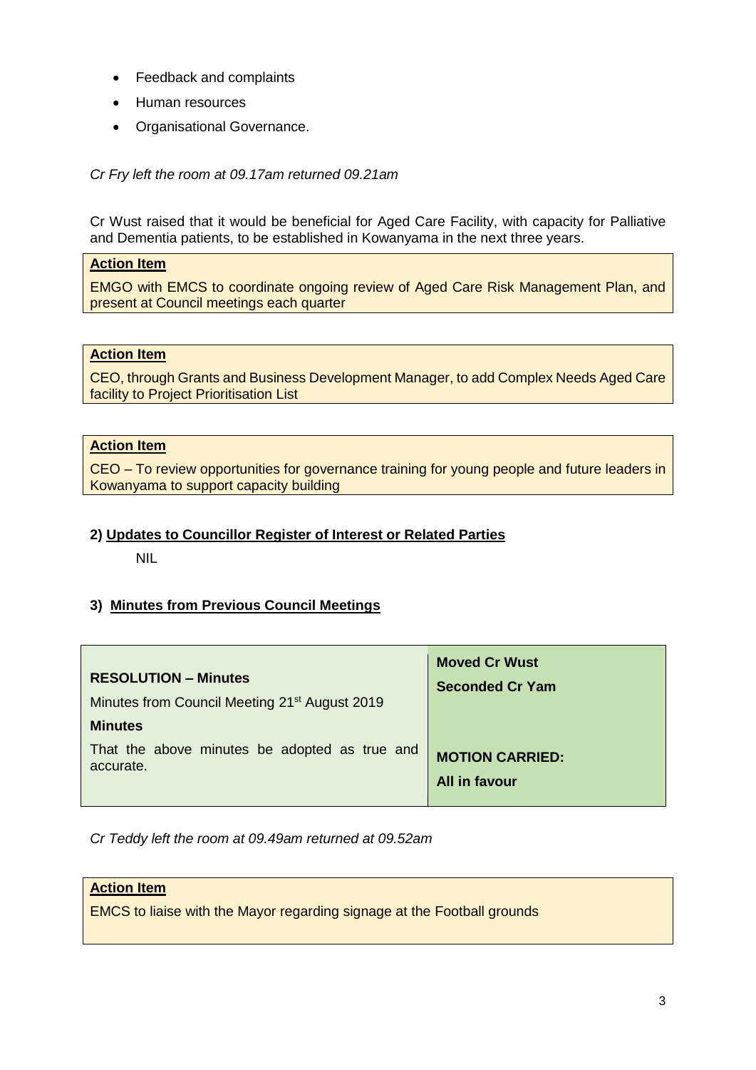- Feedback and complaints
- Human resources
- Organisational Governance.

*Cr Fry left the room at 09.17am returned 09.21am*

Cr Wust raised that it would be beneficial for Aged Care Facility, with capacity for Palliative and Dementia patients, to be established in Kowanyama in the next three years.

**Action Item**

EMGO with EMCS to coordinate ongoing review of Aged Care Risk Management Plan, and present at Council meetings each quarter

**Action Item**

CEO, through Grants and Business Development Manager, to add Complex Needs Aged Care facility to Project Prioritisation List

**Action Item**

CEO – To review opportunities for governance training for young people and future leaders in Kowanyama to support capacity building

## 2) Updates to Councillor Register of Interest or Related Parties

NIL

## 3) Minutes from Previous Council Meetings

| **RESOLUTION – Minutes**<br>Minutes from Council Meeting 21st August 2019<br>**Minutes**<br>That the above minutes be adopted as true and accurate. | **Moved Cr Wust**<br>**Seconded Cr Yam**<br><br>**MOTION CARRIED:**<br>**All in favour** |
|---|---|

*Cr Teddy left the room at 09.49am returned at 09.52am*

**Action Item**

EMCS to liaise with the Mayor regarding signage at the Football grounds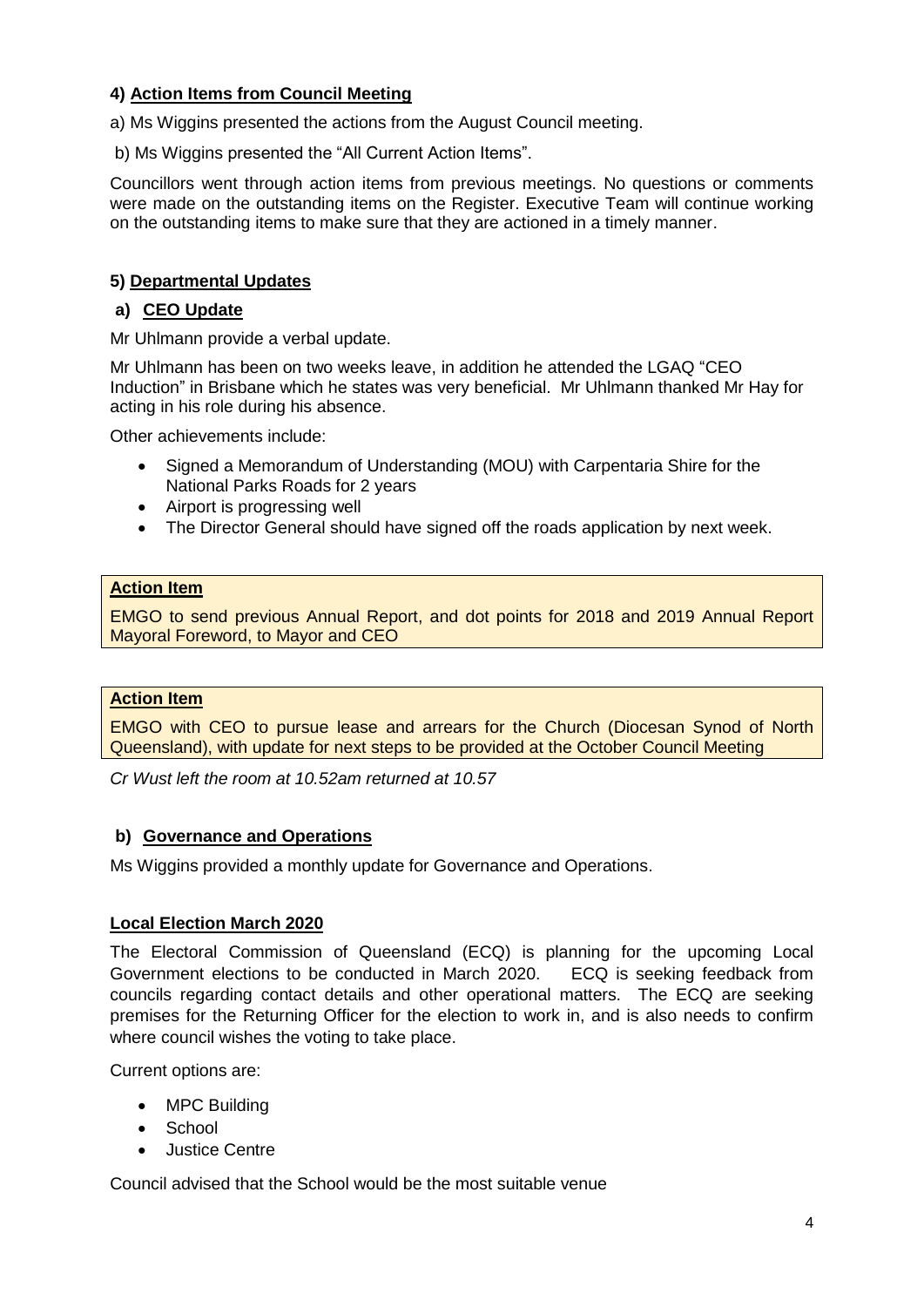### 4) **Action Items from Council Meeting**

a) Ms Wiggins presented the actions from the August Council meeting.

b) Ms Wiggins presented the "All Current Action Items".

Councillors went through action items from previous meetings. No questions or comments were made on the outstanding items on the Register. Executive Team will continue working on the outstanding items to make sure that they are actioned in a timely manner.

### 5) **Departmental Updates**

#### a) **CEO Update**

Mr Uhlmann provide a verbal update.

Mr Uhlmann has been on two weeks leave, in addition he attended the LGAQ "CEO Induction" in Brisbane which he states was very beneficial. Mr Uhlmann thanked Mr Hay for acting in his role during his absence.

Other achievements include:

- Signed a Memorandum of Understanding (MOU) with Carpentaria Shire for the National Parks Roads for 2 years
- Airport is progressing well
- The Director General should have signed off the roads application by next week.

| **Action Item** |
| --- |
| EMGO to send previous Annual Report, and dot points for 2018 and 2019 Annual Report Mayoral Foreword, to Mayor and CEO |

| **Action Item** |
| --- |
| EMGO with CEO to pursue lease and arrears for the Church (Diocesan Synod of North Queensland), with update for next steps to be provided at the October Council Meeting |

*Cr Wust left the room at 10.52am returned at 10.57*

#### b) **Governance and Operations**

Ms Wiggins provided a monthly update for Governance and Operations.

**Local Election March 2020**

The Electoral Commission of Queensland (ECQ) is planning for the upcoming Local Government elections to be conducted in March 2020. ECQ is seeking feedback from councils regarding contact details and other operational matters. The ECQ are seeking premises for the Returning Officer for the election to work in, and is also needs to confirm where council wishes the voting to take place.

Current options are:

- MPC Building
- School
- Justice Centre

Council advised that the School would be the most suitable venue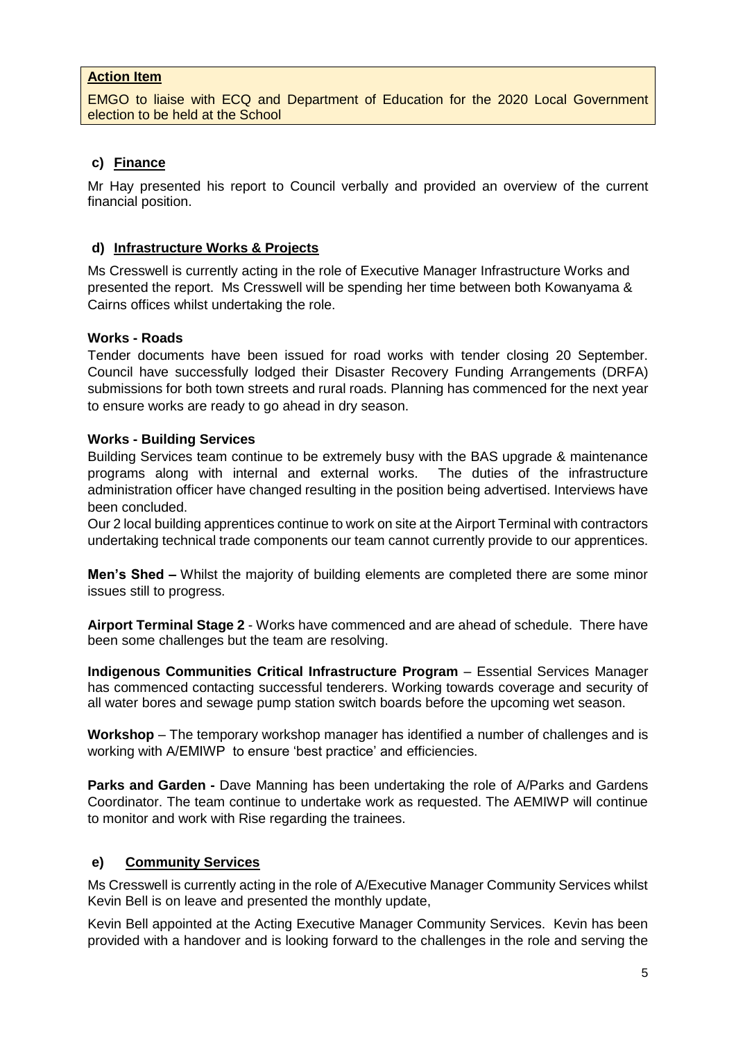**Action Item**

EMGO to liaise with ECQ and Department of Education for the 2020 Local Government election to be held at the School

### c) Finance

Mr Hay presented his report to Council verbally and provided an overview of the current financial position.

### d) Infrastructure Works & Projects

Ms Cresswell is currently acting in the role of Executive Manager Infrastructure Works and presented the report. Ms Cresswell will be spending her time between both Kowanyama & Cairns offices whilst undertaking the role.

**Works - Roads**

Tender documents have been issued for road works with tender closing 20 September. Council have successfully lodged their Disaster Recovery Funding Arrangements (DRFA) submissions for both town streets and rural roads. Planning has commenced for the next year to ensure works are ready to go ahead in dry season.

**Works - Building Services**

Building Services team continue to be extremely busy with the BAS upgrade & maintenance programs along with internal and external works. The duties of the infrastructure administration officer have changed resulting in the position being advertised. Interviews have been concluded.

Our 2 local building apprentices continue to work on site at the Airport Terminal with contractors undertaking technical trade components our team cannot currently provide to our apprentices.

**Men's Shed –** Whilst the majority of building elements are completed there are some minor issues still to progress.

**Airport Terminal Stage 2** - Works have commenced and are ahead of schedule. There have been some challenges but the team are resolving.

**Indigenous Communities Critical Infrastructure Program** – Essential Services Manager has commenced contacting successful tenderers. Working towards coverage and security of all water bores and sewage pump station switch boards before the upcoming wet season.

**Workshop** – The temporary workshop manager has identified a number of challenges and is working with A/EMIWP to ensure 'best practice' and efficiencies.

**Parks and Garden -** Dave Manning has been undertaking the role of A/Parks and Gardens Coordinator. The team continue to undertake work as requested. The AEMIWP will continue to monitor and work with Rise regarding the trainees.

### e) Community Services

Ms Cresswell is currently acting in the role of A/Executive Manager Community Services whilst Kevin Bell is on leave and presented the monthly update,

Kevin Bell appointed at the Acting Executive Manager Community Services. Kevin has been provided with a handover and is looking forward to the challenges in the role and serving the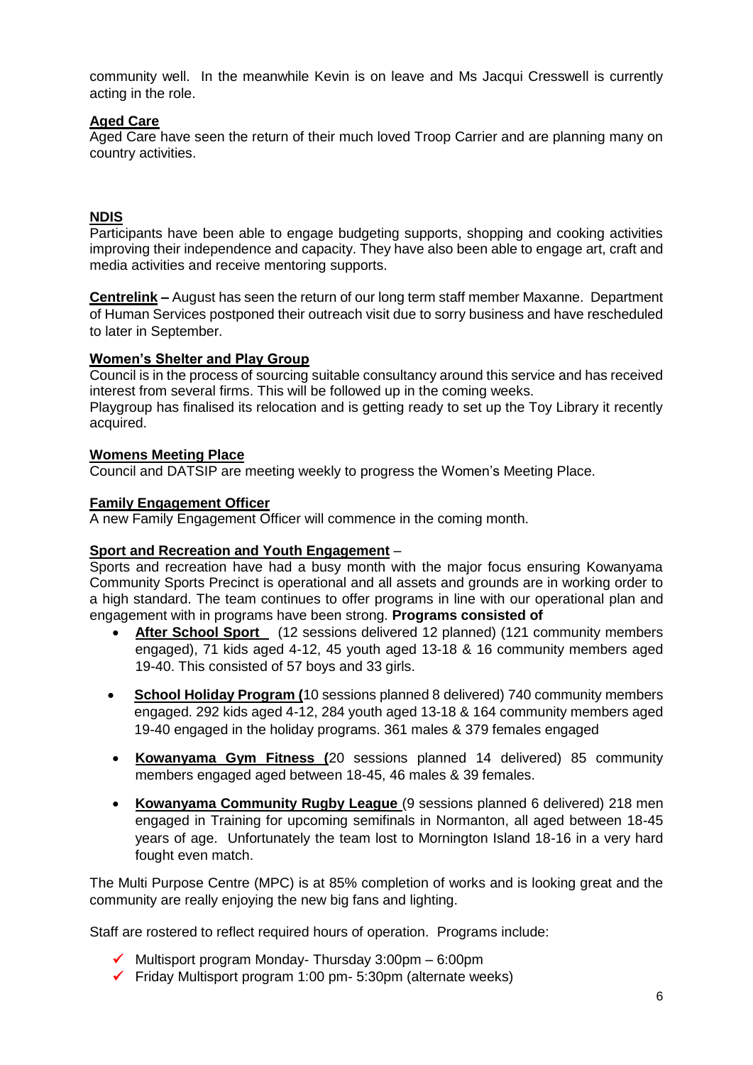community well. In the meanwhile Kevin is on leave and Ms Jacqui Cresswell is currently acting in the role.

**Aged Care**
Aged Care have seen the return of their much loved Troop Carrier and are planning many on country activities.

**NDIS**
Participants have been able to engage budgeting supports, shopping and cooking activities improving their independence and capacity. They have also been able to engage art, craft and media activities and receive mentoring supports.

**Centrelink –** August has seen the return of our long term staff member Maxanne. Department of Human Services postponed their outreach visit due to sorry business and have rescheduled to later in September.

**Women's Shelter and Play Group**
Council is in the process of sourcing suitable consultancy around this service and has received interest from several firms. This will be followed up in the coming weeks.
Playgroup has finalised its relocation and is getting ready to set up the Toy Library it recently acquired.

**Womens Meeting Place**
Council and DATSIP are meeting weekly to progress the Women's Meeting Place.

**Family Engagement Officer**
A new Family Engagement Officer will commence in the coming month.

**Sport and Recreation and Youth Engagement** –
Sports and recreation have had a busy month with the major focus ensuring Kowanyama Community Sports Precinct is operational and all assets and grounds are in working order to a high standard. The team continues to offer programs in line with our operational plan and engagement with in programs have been strong. **Programs consisted of**

- **After School Sport** (12 sessions delivered 12 planned) (121 community members engaged), 71 kids aged 4-12, 45 youth aged 13-18 & 16 community members aged 19-40. This consisted of 57 boys and 33 girls.
- **School Holiday Program (**10 sessions planned 8 delivered) 740 community members engaged. 292 kids aged 4-12, 284 youth aged 13-18 & 164 community members aged 19-40 engaged in the holiday programs. 361 males & 379 females engaged
- **Kowanyama Gym Fitness (**20 sessions planned 14 delivered) 85 community members engaged aged between 18-45, 46 males & 39 females.
- **Kowanyama Community Rugby League** (9 sessions planned 6 delivered) 218 men engaged in Training for upcoming semifinals in Normanton, all aged between 18-45 years of age. Unfortunately the team lost to Mornington Island 18-16 in a very hard fought even match.

The Multi Purpose Centre (MPC) is at 85% completion of works and is looking great and the community are really enjoying the new big fans and lighting.

Staff are rostered to reflect required hours of operation. Programs include:

- ✓ Multisport program Monday- Thursday 3:00pm – 6:00pm
- ✓ Friday Multisport program 1:00 pm- 5:30pm (alternate weeks)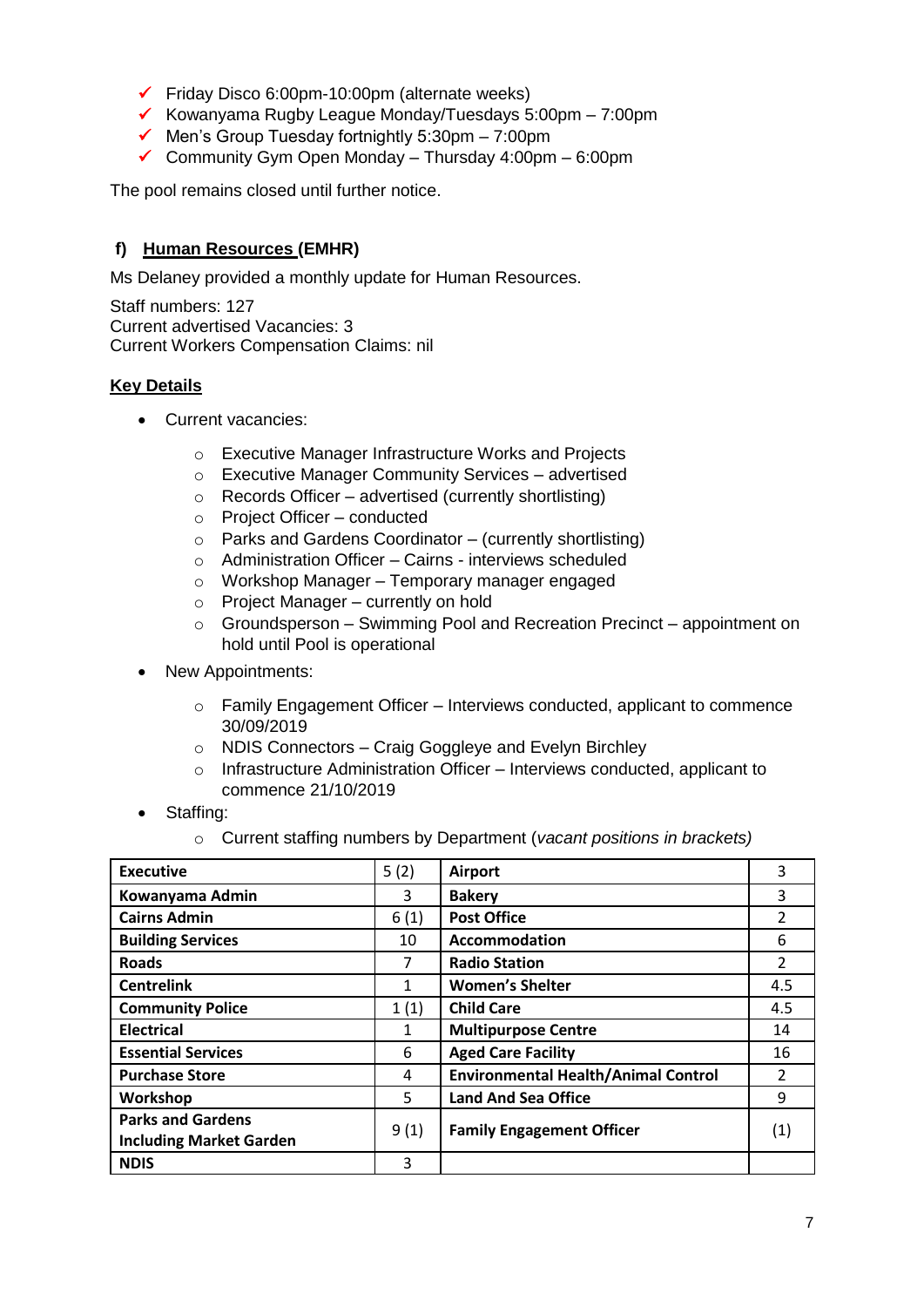- ✓ Friday Disco 6:00pm-10:00pm (alternate weeks)
- ✓ Kowanyama Rugby League Monday/Tuesdays 5:00pm – 7:00pm
- ✓ Men's Group Tuesday fortnightly 5:30pm – 7:00pm
- ✓ Community Gym Open Monday – Thursday 4:00pm – 6:00pm

The pool remains closed until further notice.

### f) Human Resources (EMHR)

Ms Delaney provided a monthly update for Human Resources.

Staff numbers: 127
Current advertised Vacancies: 3
Current Workers Compensation Claims: nil

**Key Details**

- Current vacancies:
  - Executive Manager Infrastructure Works and Projects
  - Executive Manager Community Services – advertised
  - Records Officer – advertised (currently shortlisting)
  - Project Officer – conducted
  - Parks and Gardens Coordinator – (currently shortlisting)
  - Administration Officer – Cairns - interviews scheduled
  - Workshop Manager – Temporary manager engaged
  - Project Manager – currently on hold
  - Groundsperson – Swimming Pool and Recreation Precinct – appointment on hold until Pool is operational
- New Appointments:
  - Family Engagement Officer – Interviews conducted, applicant to commence 30/09/2019
  - NDIS Connectors – Craig Goggleye and Evelyn Birchley
  - Infrastructure Administration Officer – Interviews conducted, applicant to commence 21/10/2019
- Staffing:
  - Current staffing numbers by Department (*vacant positions in brackets)*

| **Executive** | 5 (2) | **Airport** | 3 |
|---|---|---|---|
| **Kowanyama Admin** | 3 | **Bakery** | 3 |
| **Cairns Admin** | 6 (1) | **Post Office** | 2 |
| **Building Services** | 10 | **Accommodation** | 6 |
| **Roads** | 7 | **Radio Station** | 2 |
| **Centrelink** | 1 | **Women's Shelter** | 4.5 |
| **Community Police** | 1 (1) | **Child Care** | 4.5 |
| **Electrical** | 1 | **Multipurpose Centre** | 14 |
| **Essential Services** | 6 | **Aged Care Facility** | 16 |
| **Purchase Store** | 4 | **Environmental Health/Animal Control** | 2 |
| **Workshop** | 5 | **Land And Sea Office** | 9 |
| **Parks and Gardens Including Market Garden** | 9 (1) | **Family Engagement Officer** | (1) |
| **NDIS** | 3 | | |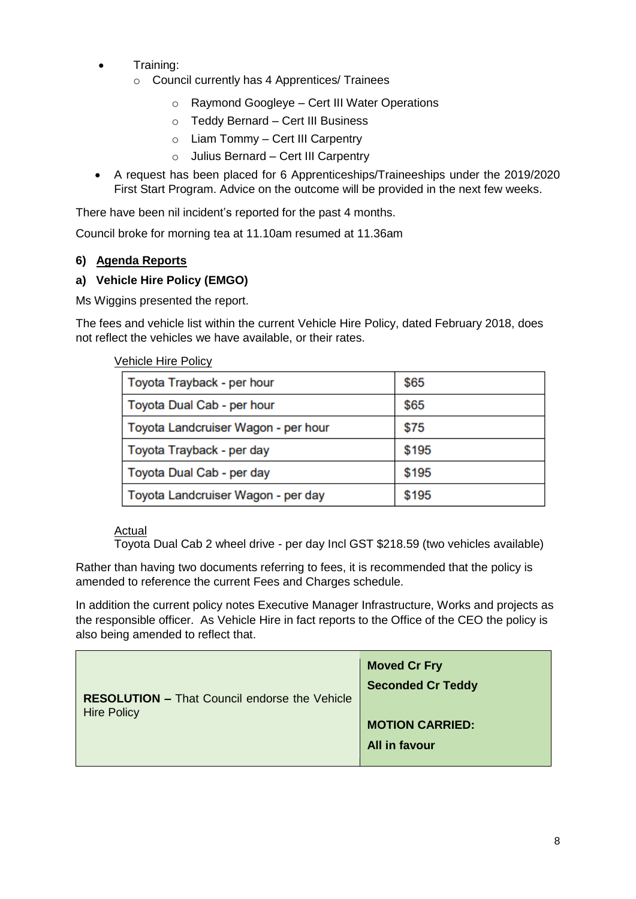- Training:
  - Council currently has 4 Apprentices/ Trainees
    - Raymond Googleye – Cert III Water Operations
    - Teddy Bernard – Cert III Business
    - Liam Tommy – Cert III Carpentry
    - Julius Bernard – Cert III Carpentry
- A request has been placed for 6 Apprenticeships/Traineeships under the 2019/2020 First Start Program. Advice on the outcome will be provided in the next few weeks.

There have been nil incident's reported for the past 4 months.

Council broke for morning tea at 11.10am resumed at 11.36am

## 6) Agenda Reports

### a) Vehicle Hire Policy (EMGO)

Ms Wiggins presented the report.

The fees and vehicle list within the current Vehicle Hire Policy, dated February 2018, does not reflect the vehicles we have available, or their rates.

Vehicle Hire Policy

| Vehicle | Rate |
|---|---|
| Toyota Trayback - per hour | $65 |
| Toyota Dual Cab - per hour | $65 |
| Toyota Landcruiser Wagon - per hour | $75 |
| Toyota Trayback - per day | $195 |
| Toyota Dual Cab - per day | $195 |
| Toyota Landcruiser Wagon - per day | $195 |

Actual
Toyota Dual Cab 2 wheel drive - per day Incl GST $218.59 (two vehicles available)

Rather than having two documents referring to fees, it is recommended that the policy is amended to reference the current Fees and Charges schedule.

In addition the current policy notes Executive Manager Infrastructure, Works and projects as the responsible officer. As Vehicle Hire in fact reports to the Office of the CEO the policy is also being amended to reflect that.

| **RESOLUTION –** That Council endorse the Vehicle Hire Policy | **Moved Cr Fry**<br>**Seconded Cr Teddy**<br><br>**MOTION CARRIED:**<br>**All in favour** |
|---|---|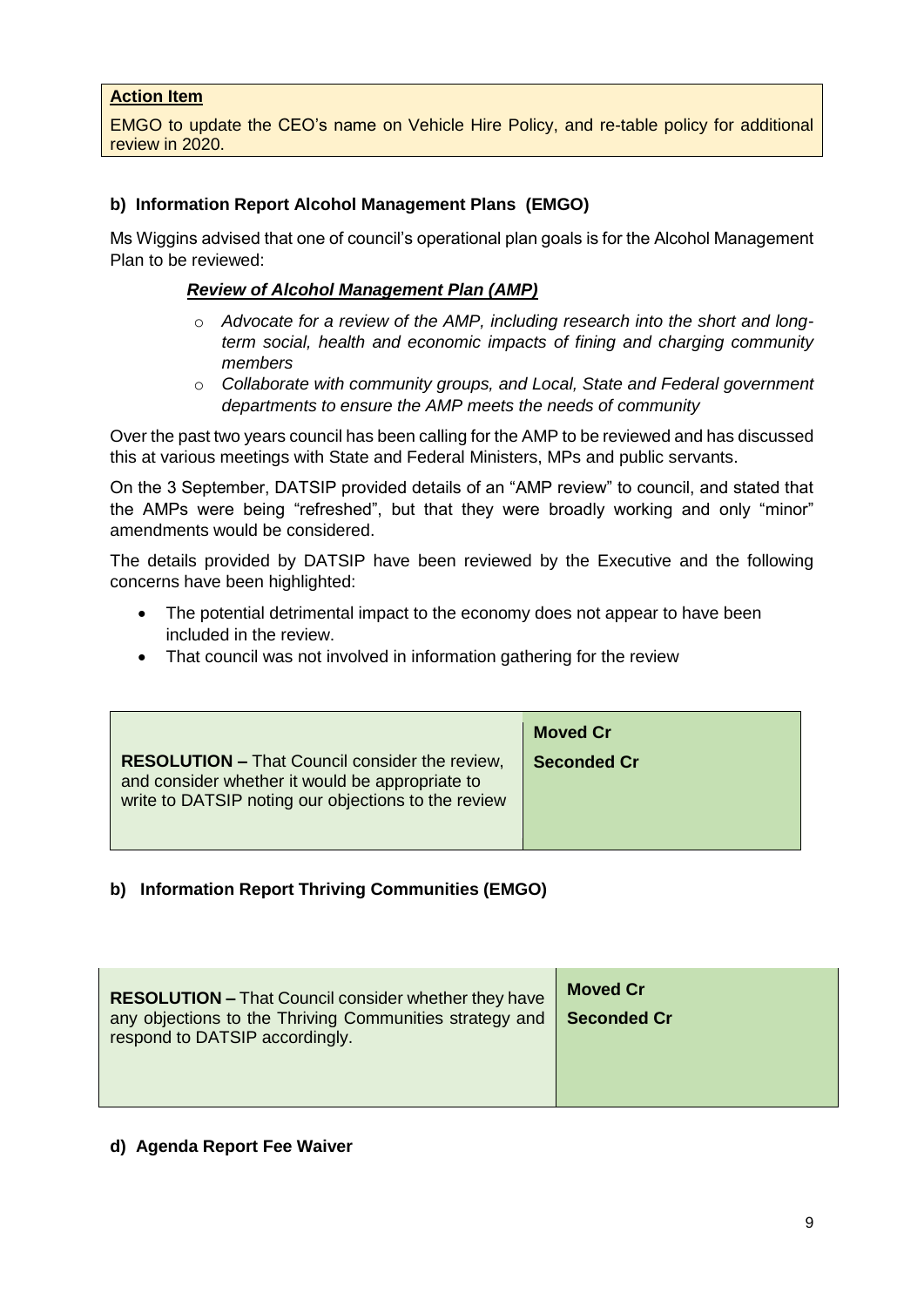**Action Item**

EMGO to update the CEO's name on Vehicle Hire Policy, and re-table policy for additional review in 2020.

**b) Information Report Alcohol Management Plans (EMGO)**

Ms Wiggins advised that one of council's operational plan goals is for the Alcohol Management Plan to be reviewed:

***Review of Alcohol Management Plan (AMP)***

- *Advocate for a review of the AMP, including research into the short and long-term social, health and economic impacts of fining and charging community members*
- *Collaborate with community groups, and Local, State and Federal government departments to ensure the AMP meets the needs of community*

Over the past two years council has been calling for the AMP to be reviewed and has discussed this at various meetings with State and Federal Ministers, MPs and public servants.

On the 3 September, DATSIP provided details of an "AMP review" to council, and stated that the AMPs were being "refreshed", but that they were broadly working and only "minor" amendments would be considered.

The details provided by DATSIP have been reviewed by the Executive and the following concerns have been highlighted:

- The potential detrimental impact to the economy does not appear to have been included in the review.
- That council was not involved in information gathering for the review

| | |
|---|---|
| **RESOLUTION –** That Council consider the review, and consider whether it would be appropriate to write to DATSIP noting our objections to the review | **Moved Cr**<br>**Seconded Cr** |

**b) Information Report Thriving Communities (EMGO)**

| | |
|---|---|
| **RESOLUTION –** That Council consider whether they have any objections to the Thriving Communities strategy and respond to DATSIP accordingly. | **Moved Cr**<br>**Seconded Cr** |

**d) Agenda Report Fee Waiver**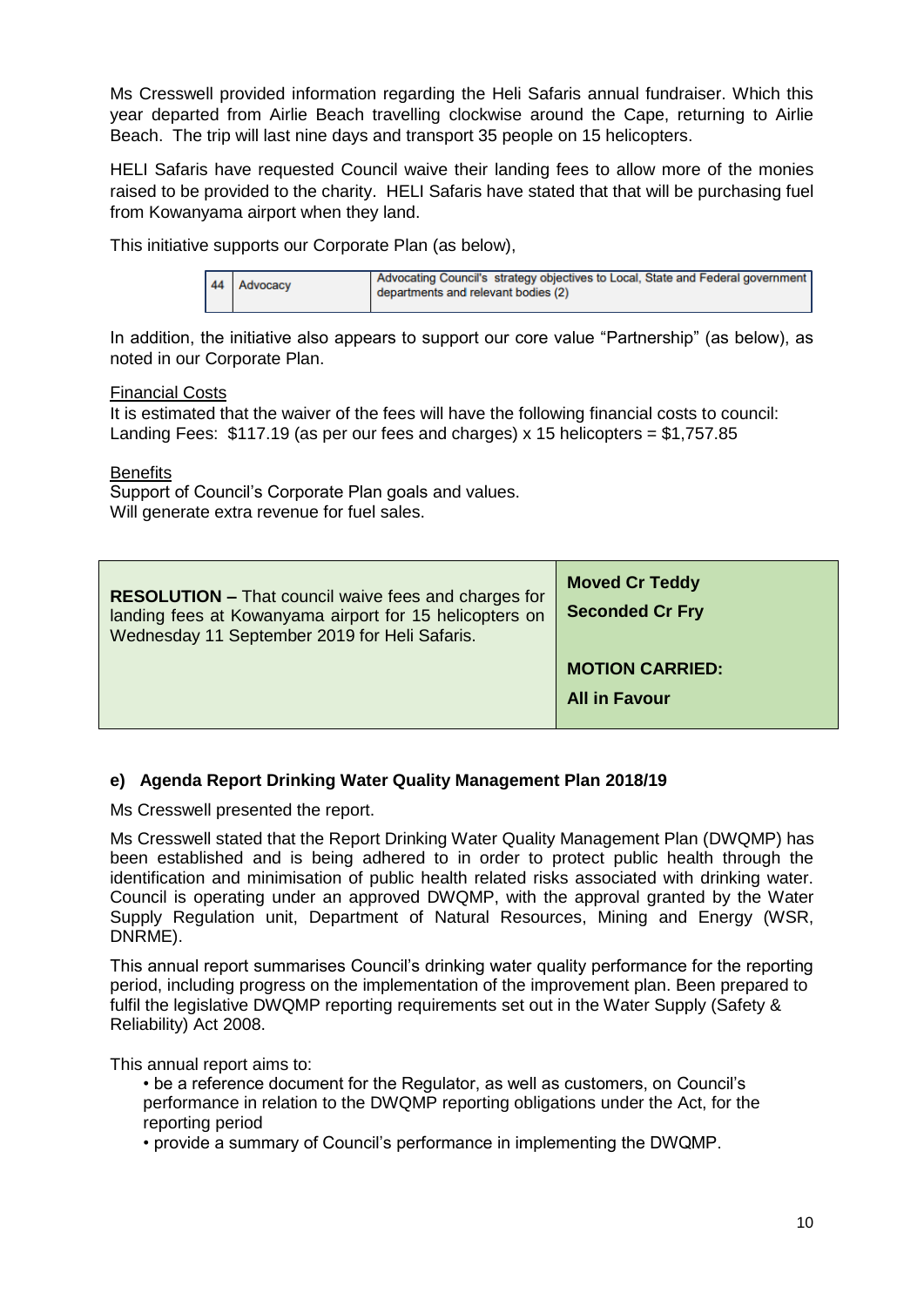Ms Cresswell provided information regarding the Heli Safaris annual fundraiser. Which this year departed from Airlie Beach travelling clockwise around the Cape, returning to Airlie Beach. The trip will last nine days and transport 35 people on 15 helicopters.

HELI Safaris have requested Council waive their landing fees to allow more of the monies raised to be provided to the charity. HELI Safaris have stated that that will be purchasing fuel from Kowanyama airport when they land.

This initiative supports our Corporate Plan (as below),

| 44 | Advocacy | Advocating Council's strategy objectives to Local, State and Federal government departments and relevant bodies (2) |
|---|---|---|

In addition, the initiative also appears to support our core value "Partnership" (as below), as noted in our Corporate Plan.

<u>Financial Costs</u>
It is estimated that the waiver of the fees will have the following financial costs to council:
Landing Fees: $117.19 (as per our fees and charges) x 15 helicopters = $1,757.85

<u>Benefits</u>
Support of Council's Corporate Plan goals and values.
Will generate extra revenue for fuel sales.

| **RESOLUTION –** That council waive fees and charges for landing fees at Kowanyama airport for 15 helicopters on Wednesday 11 September 2019 for Heli Safaris. | **Moved Cr Teddy**<br>**Seconded Cr Fry**<br><br>**MOTION CARRIED:**<br>**All in Favour** |
|---|---|

### e) Agenda Report Drinking Water Quality Management Plan 2018/19

Ms Cresswell presented the report.

Ms Cresswell stated that the Report Drinking Water Quality Management Plan (DWQMP) has been established and is being adhered to in order to protect public health through the identification and minimisation of public health related risks associated with drinking water. Council is operating under an approved DWQMP, with the approval granted by the Water Supply Regulation unit, Department of Natural Resources, Mining and Energy (WSR, DNRME).

This annual report summarises Council's drinking water quality performance for the reporting period, including progress on the implementation of the improvement plan. Been prepared to fulfil the legislative DWQMP reporting requirements set out in the Water Supply (Safety & Reliability) Act 2008.

This annual report aims to:

- be a reference document for the Regulator, as well as customers, on Council's performance in relation to the DWQMP reporting obligations under the Act, for the reporting period
- provide a summary of Council's performance in implementing the DWQMP.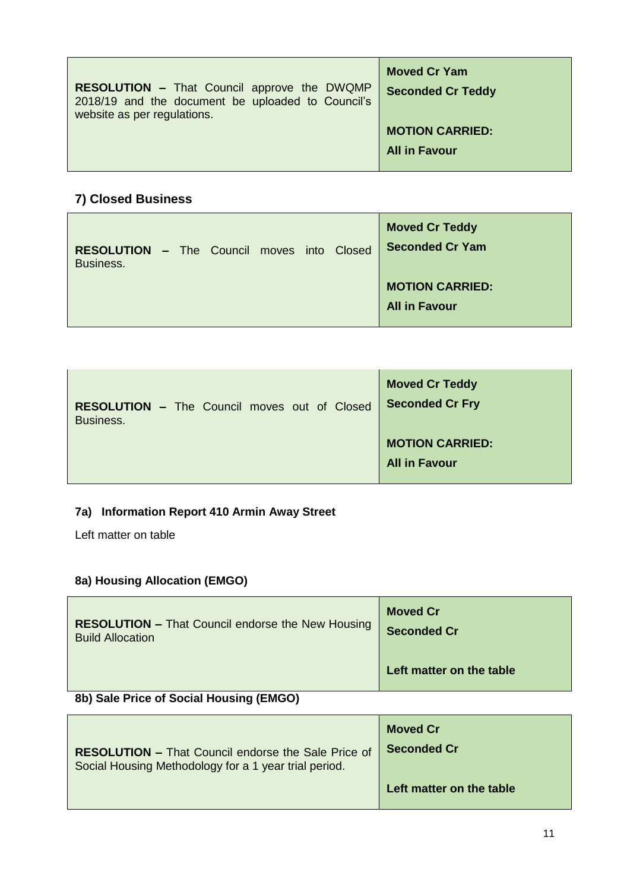| RESOLUTION | Vote |
| --- | --- |
| **RESOLUTION –** That Council approve the DWQMP 2018/19 and the document be uploaded to Council's website as per regulations. | **Moved Cr Yam**<br>**Seconded Cr Teddy**<br><br>**MOTION CARRIED:**<br>**All in Favour** |

## 7) Closed Business

| RESOLUTION | Vote |
| --- | --- |
| **RESOLUTION –** The Council moves into Closed Business. | **Moved Cr Teddy**<br>**Seconded Cr Yam**<br><br>**MOTION CARRIED:**<br>**All in Favour** |

| RESOLUTION | Vote |
| --- | --- |
| **RESOLUTION –** The Council moves out of Closed Business. | **Moved Cr Teddy**<br>**Seconded Cr Fry**<br><br>**MOTION CARRIED:**<br>**All in Favour** |

### 7a) Information Report 410 Armin Away Street

Left matter on table

### 8a) Housing Allocation (EMGO)

| RESOLUTION | Vote |
| --- | --- |
| **RESOLUTION –** That Council endorse the New Housing Build Allocation | **Moved Cr**<br>**Seconded Cr**<br><br>**Left matter on the table** |

### 8b) Sale Price of Social Housing (EMGO)

| RESOLUTION | Vote |
| --- | --- |
| **RESOLUTION –** That Council endorse the Sale Price of Social Housing Methodology for a 1 year trial period. | **Moved Cr**<br>**Seconded Cr**<br><br>**Left matter on the table** |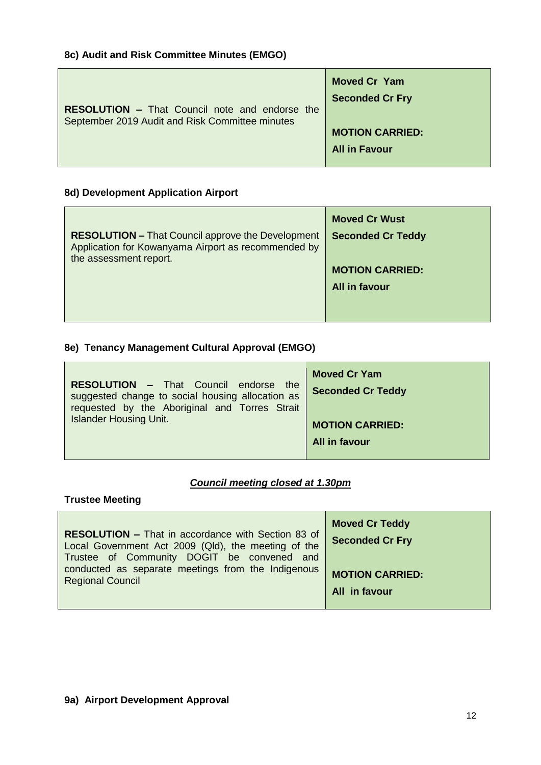### 8c) Audit and Risk Committee Minutes (EMGO)

| | |
|---|---|
| **RESOLUTION –** That Council note and endorse the September 2019 Audit and Risk Committee minutes | **Moved Cr Yam**<br>**Seconded Cr Fry**<br><br>**MOTION CARRIED:**<br>**All in Favour** |

### 8d) Development Application Airport

| | |
|---|---|
| **RESOLUTION –** That Council approve the Development Application for Kowanyama Airport as recommended by the assessment report. | **Moved Cr Wust**<br>**Seconded Cr Teddy**<br><br>**MOTION CARRIED:**<br>**All in favour** |

### 8e) Tenancy Management Cultural Approval (EMGO)

| | |
|---|---|
| **RESOLUTION –** That Council endorse the suggested change to social housing allocation as requested by the Aboriginal and Torres Strait Islander Housing Unit. | **Moved Cr Yam**<br>**Seconded Cr Teddy**<br><br>**MOTION CARRIED:**<br>**All in favour** |

***Council meeting closed at 1.30pm***

### Trustee Meeting

| | |
|---|---|
| **RESOLUTION –** That in accordance with Section 83 of Local Government Act 2009 (Qld), the meeting of the Trustee of Community DOGIT be convened and conducted as separate meetings from the Indigenous Regional Council | **Moved Cr Teddy**<br>**Seconded Cr Fry**<br><br>**MOTION CARRIED:**<br>**All in favour** |

### 9a) Airport Development Approval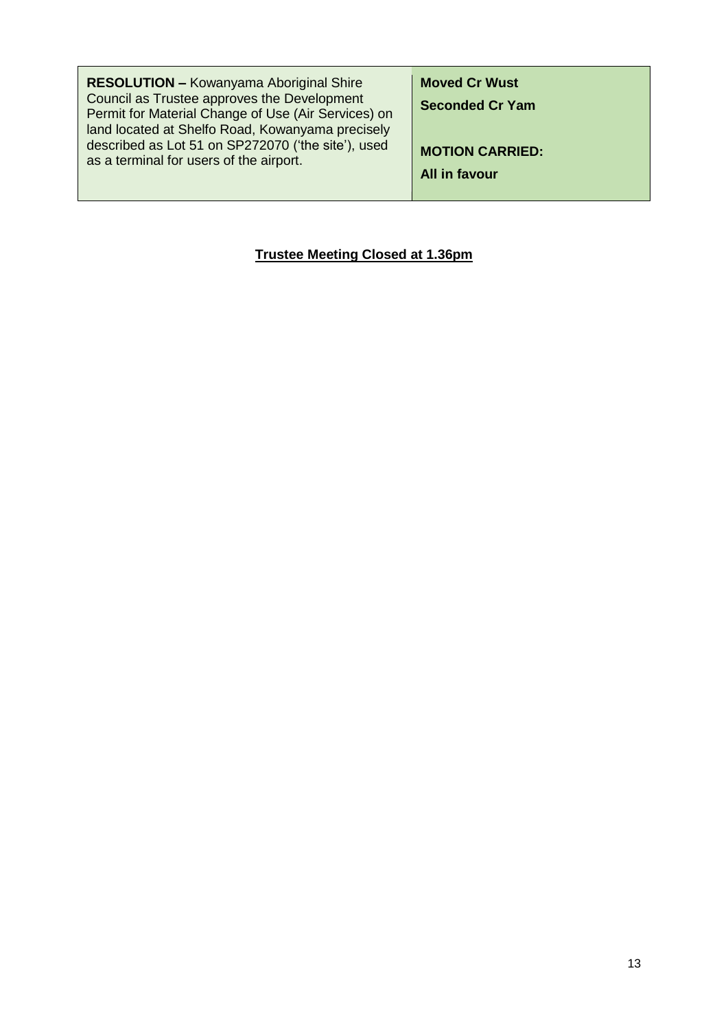| | |
|---|---|
| **RESOLUTION –** Kowanyama Aboriginal Shire Council as Trustee approves the Development Permit for Material Change of Use (Air Services) on land located at Shelfo Road, Kowanyama precisely described as Lot 51 on SP272070 ('the site'), used as a terminal for users of the airport. | **Moved Cr Wust**<br>**Seconded Cr Yam**<br><br>**MOTION CARRIED:**<br>**All in favour** |

**Trustee Meeting Closed at 1.36pm**